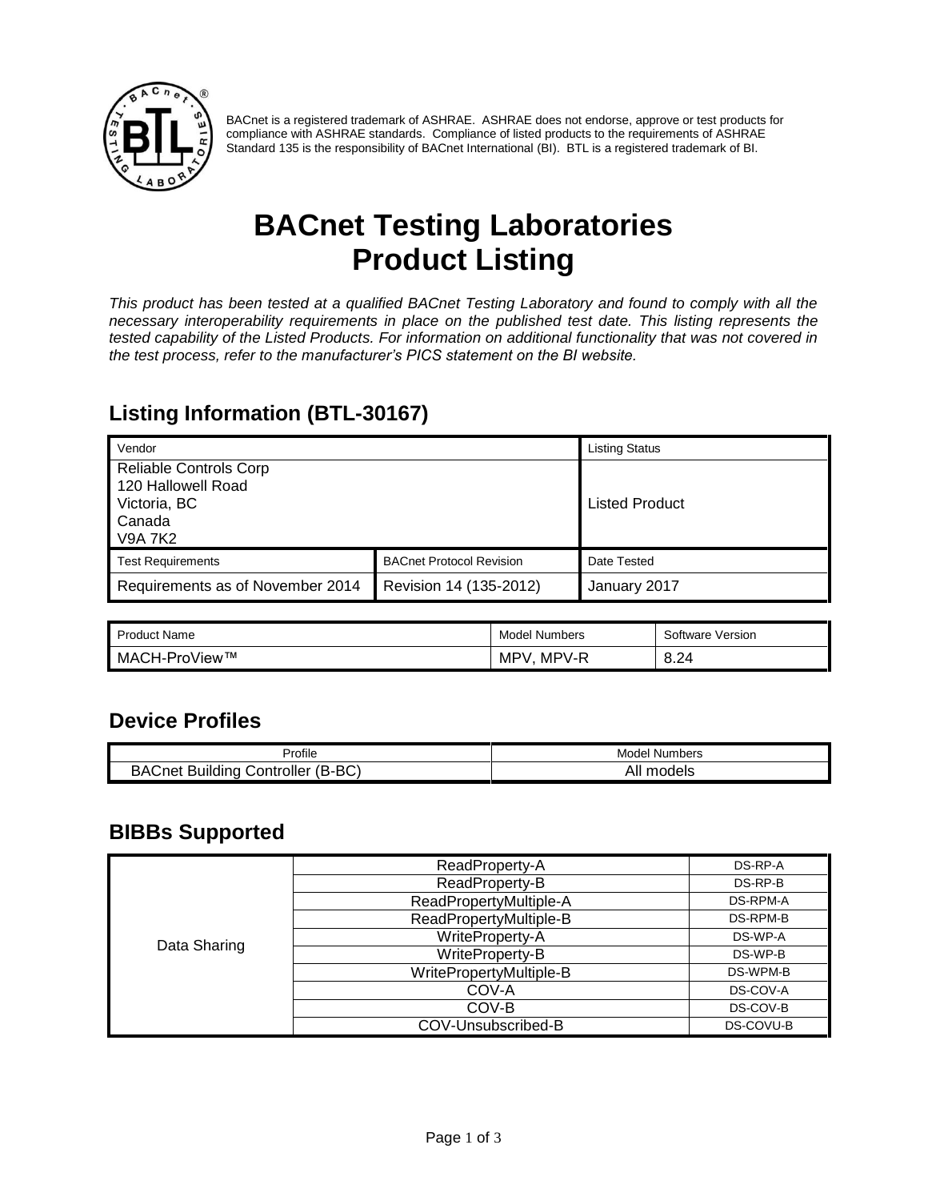BACnet is a registered trademark of ASHRAE. ASHRAE does not endorse, approve or test products for compliance with ASHRAE standards. Compliance of listed products to the requirements of ASHRAE Standard 135 is the responsibility of BACnet International (BI). BTL is a registered trademark of BI.

# BACnet Testing Laboratories Product Listing

*This product has been tested at a qualified BACnet Testing Laboratory and found to comply with all the necessary interoperability requirements in place on the published test date. This listing represents the tested capability of the Listed Products. For information on additional functionality that was not covered in the test process, refer to the manufacturer's PICS statement on the BI website.*

## Listing Information (BTL-30167)

| Vendor | | Listing Status |
|---|---|---|
| Reliable Controls Corp<br>120 Hallowell Road<br>Victoria, BC<br>Canada<br>V9A 7K2 | | Listed Product |
| **Test Requirements** | **BACnet Protocol Revision** | **Date Tested** |
| Requirements as of November 2014 | Revision 14 (135-2012) | January 2017 |

| Product Name | Model Numbers | Software Version |
|---|---|---|
| MACH-ProView™ | MPV, MPV-R | 8.24 |

## Device Profiles

| Profile | Model Numbers |
|---|---|
| BACnet Building Controller (B-BC) | All models |

## BIBBs Supported

| | | |
|---|---|---|
| Data Sharing | ReadProperty-A | DS-RP-A |
| | ReadProperty-B | DS-RP-B |
| | ReadPropertyMultiple-A | DS-RPM-A |
| | ReadPropertyMultiple-B | DS-RPM-B |
| | WriteProperty-A | DS-WP-A |
| | WriteProperty-B | DS-WP-B |
| | WritePropertyMultiple-B | DS-WPM-B |
| | COV-A | DS-COV-A |
| | COV-B | DS-COV-B |
| | COV-Unsubscribed-B | DS-COVU-B |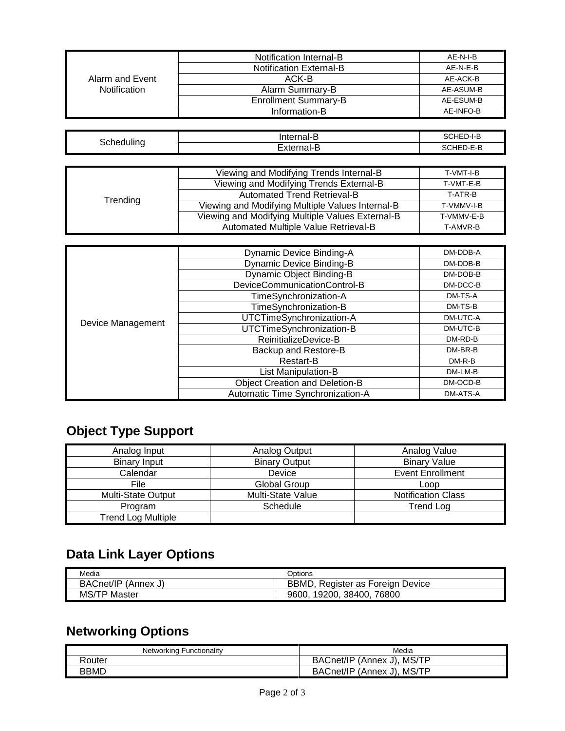| | | |
|---|---|---|
| Alarm and Event Notification | Notification Internal-B | AE-N-I-B |
| | Notification External-B | AE-N-E-B |
| | ACK-B | AE-ACK-B |
| | Alarm Summary-B | AE-ASUM-B |
| | Enrollment Summary-B | AE-ESUM-B |
| | Information-B | AE-INFO-B |

| | | |
|---|---|---|
| Scheduling | Internal-B | SCHED-I-B |
| | External-B | SCHED-E-B |

| | | |
|---|---|---|
| Trending | Viewing and Modifying Trends Internal-B | T-VMT-I-B |
| | Viewing and Modifying Trends External-B | T-VMT-E-B |
| | Automated Trend Retrieval-B | T-ATR-B |
| | Viewing and Modifying Multiple Values Internal-B | T-VMMV-I-B |
| | Viewing and Modifying Multiple Values External-B | T-VMMV-E-B |
| | Automated Multiple Value Retrieval-B | T-AMVR-B |

| | | |
|---|---|---|
| Device Management | Dynamic Device Binding-A | DM-DDB-A |
| | Dynamic Device Binding-B | DM-DDB-B |
| | Dynamic Object Binding-B | DM-DOB-B |
| | DeviceCommunicationControl-B | DM-DCC-B |
| | TimeSynchronization-A | DM-TS-A |
| | TimeSynchronization-B | DM-TS-B |
| | UTCTimeSynchronization-A | DM-UTC-A |
| | UTCTimeSynchronization-B | DM-UTC-B |
| | ReinitializeDevice-B | DM-RD-B |
| | Backup and Restore-B | DM-BR-B |
| | Restart-B | DM-R-B |
| | List Manipulation-B | DM-LM-B |
| | Object Creation and Deletion-B | DM-OCD-B |
| | Automatic Time Synchronization-A | DM-ATS-A |

## Object Type Support

| | | |
|---|---|---|
| Analog Input | Analog Output | Analog Value |
| Binary Input | Binary Output | Binary Value |
| Calendar | Device | Event Enrollment |
| File | Global Group | Loop |
| Multi-State Output | Multi-State Value | Notification Class |
| Program | Schedule | Trend Log |
| Trend Log Multiple | | |

## Data Link Layer Options

| Media | Options |
|---|---|
| BACnet/IP (Annex J) | BBMD, Register as Foreign Device |
| MS/TP Master | 9600, 19200, 38400, 76800 |

## Networking Options

| Networking Functionality | Media |
|---|---|
| Router | BACnet/IP (Annex J), MS/TP |
| BBMD | BACnet/IP (Annex J), MS/TP |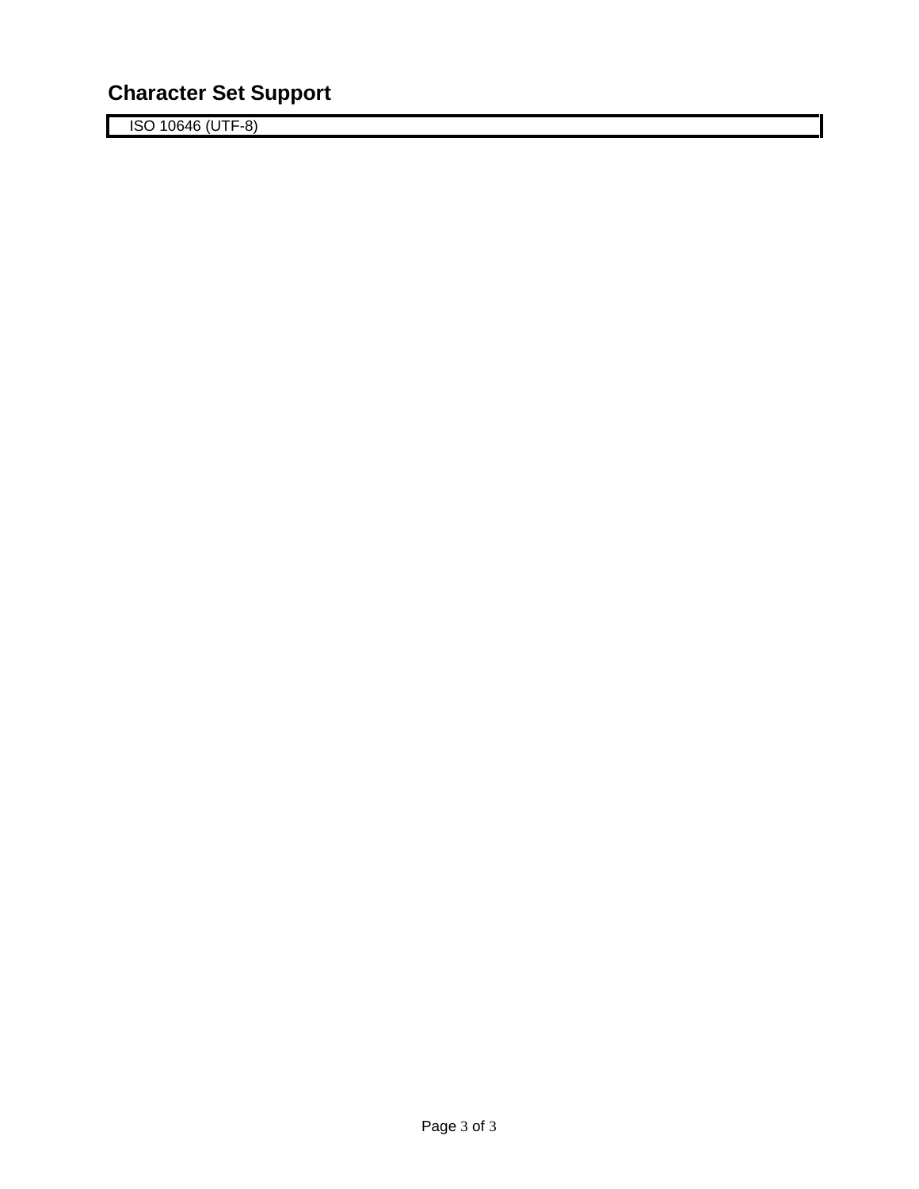## Character Set Support

| |
|---|
| ISO 10646 (UTF-8) |